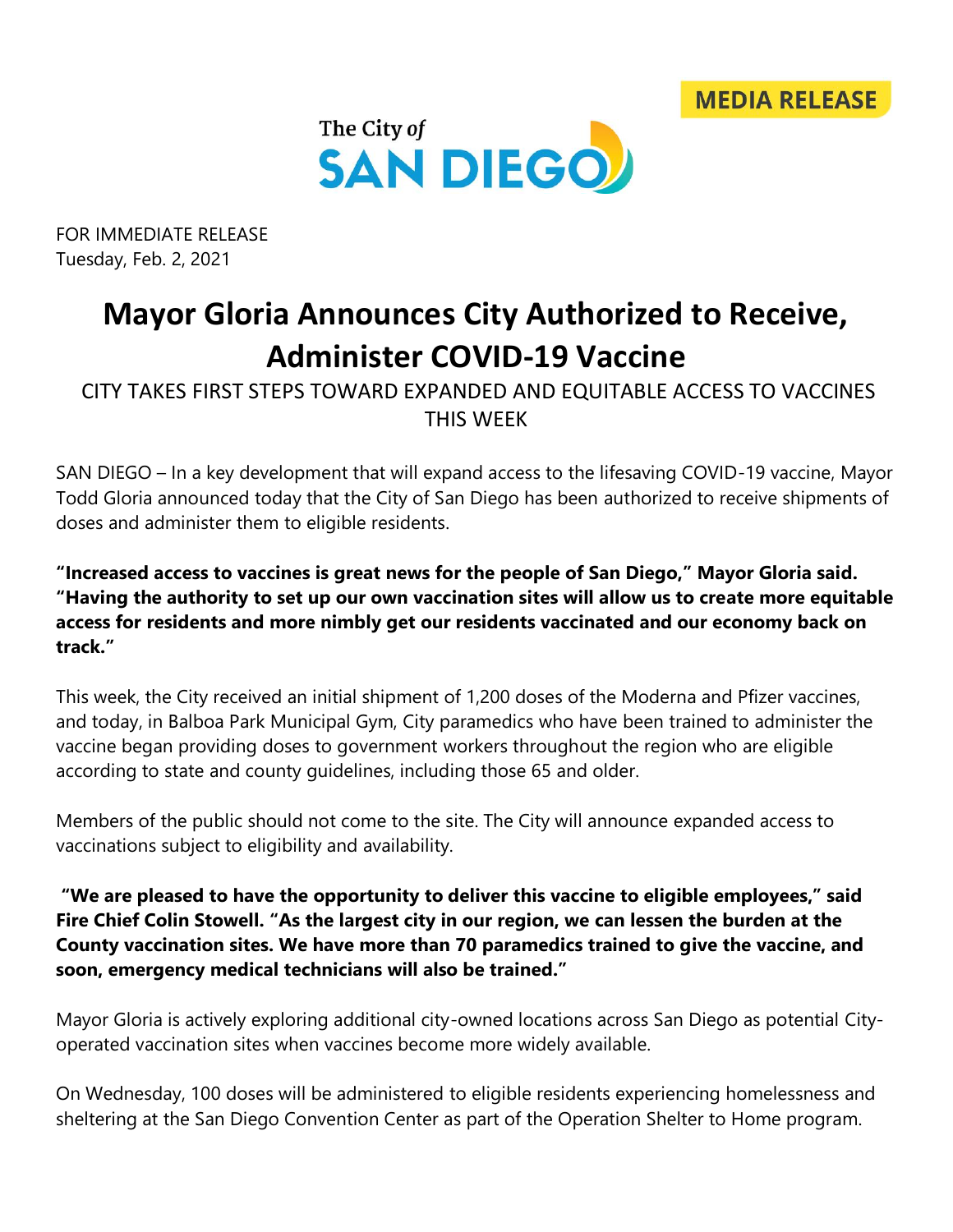MEDIA RELEASE

The City of SAN DIEGO

FOR IMMEDIATE RELEASE
Tuesday, Feb. 2, 2021

# Mayor Gloria Announces City Authorized to Receive, Administer COVID-19 Vaccine

CITY TAKES FIRST STEPS TOWARD EXPANDED AND EQUITABLE ACCESS TO VACCINES THIS WEEK

SAN DIEGO – In a key development that will expand access to the lifesaving COVID-19 vaccine, Mayor Todd Gloria announced today that the City of San Diego has been authorized to receive shipments of doses and administer them to eligible residents.

**"Increased access to vaccines is great news for the people of San Diego," Mayor Gloria said. "Having the authority to set up our own vaccination sites will allow us to create more equitable access for residents and more nimbly get our residents vaccinated and our economy back on track."**

This week, the City received an initial shipment of 1,200 doses of the Moderna and Pfizer vaccines, and today, in Balboa Park Municipal Gym, City paramedics who have been trained to administer the vaccine began providing doses to government workers throughout the region who are eligible according to state and county guidelines, including those 65 and older.

Members of the public should not come to the site. The City will announce expanded access to vaccinations subject to eligibility and availability.

**"We are pleased to have the opportunity to deliver this vaccine to eligible employees," said Fire Chief Colin Stowell. "As the largest city in our region, we can lessen the burden at the County vaccination sites. We have more than 70 paramedics trained to give the vaccine, and soon, emergency medical technicians will also be trained."**

Mayor Gloria is actively exploring additional city-owned locations across San Diego as potential City-operated vaccination sites when vaccines become more widely available.

On Wednesday, 100 doses will be administered to eligible residents experiencing homelessness and sheltering at the San Diego Convention Center as part of the Operation Shelter to Home program.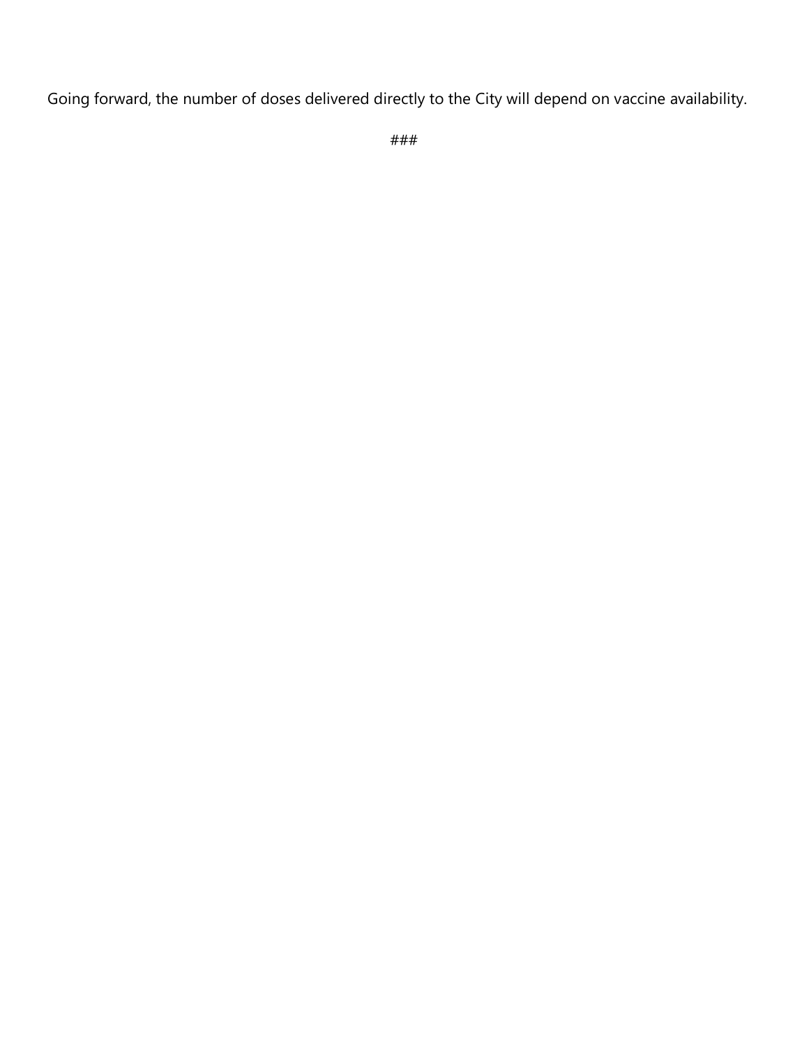Going forward, the number of doses delivered directly to the City will depend on vaccine availability.

###